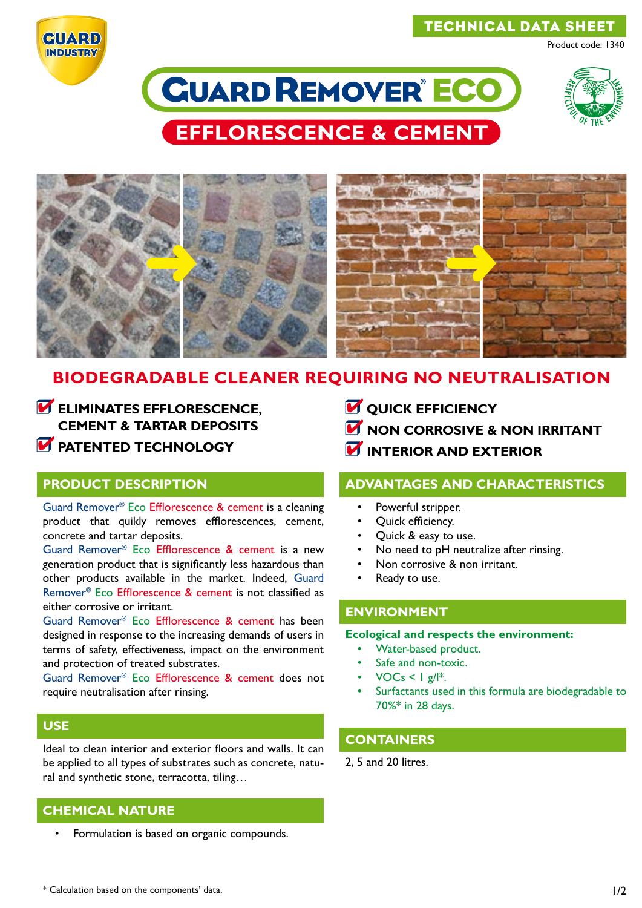TECHNICAL DATA SHEET

Product code: 1340

# GUARD REMOVER® ECO

## EFFLORESCENCE & CEMENT

## BIODEGRADABLE CLEANER REQUIRING NO NEUTRALISATION

- **ELIMINATES EFFLORESCENCE, CEMENT & TARTAR DEPOSITS**
- **PATENTED TECHNOLOGY**
- **QUICK EFFICIENCY**
- **NON CORROSIVE & NON IRRITANT**
- **INTERIOR AND EXTERIOR**

### PRODUCT DESCRIPTION

Guard Remover® Eco Efflorescence & cement is a cleaning product that quikly removes efflorescences, cement, concrete and tartar deposits.

Guard Remover® Eco Efflorescence & cement is a new generation product that is significantly less hazardous than other products available in the market. Indeed, Guard Remover® Eco Efflorescence & cement is not classified as either corrosive or irritant.

Guard Remover® Eco Efflorescence & cement has been designed in response to the increasing demands of users in terms of safety, effectiveness, impact on the environment and protection of treated substrates.

Guard Remover® Eco Efflorescence & cement does not require neutralisation after rinsing.

### USE

Ideal to clean interior and exterior floors and walls. It can be applied to all types of substrates such as concrete, natural and synthetic stone, terracotta, tiling…

### CHEMICAL NATURE

- Formulation is based on organic compounds.

### ADVANTAGES AND CHARACTERISTICS

- Powerful stripper.
- Quick efficiency.
- Quick & easy to use.
- No need to pH neutralize after rinsing.
- Non corrosive & non irritant.
- Ready to use.

### ENVIRONMENT

**Ecological and respects the environment:**

- Water-based product.
- Safe and non-toxic.
- VOCs < 1 g/l*.
- Surfactants used in this formula are biodegradable to 70%* in 28 days.

### CONTAINERS

2, 5 and 20 litres.

\* Calculation based on the components' data.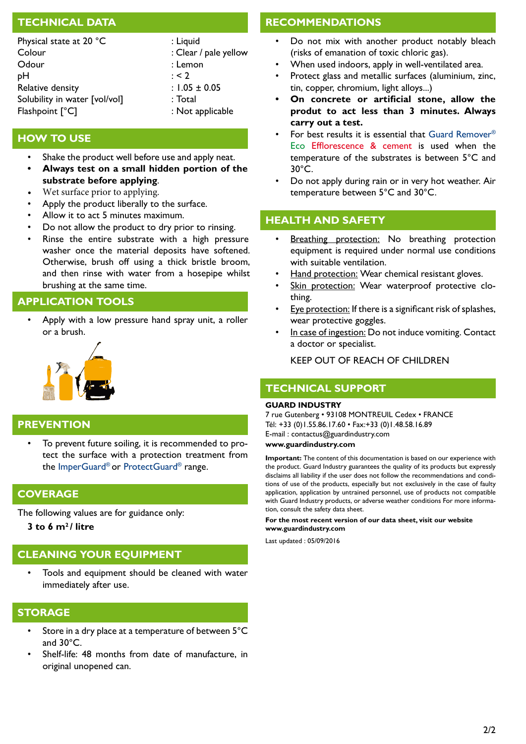## TECHNICAL DATA

| | |
|---|---|
| Physical state at 20 °C | : Liquid |
| Colour | : Clear / pale yellow |
| Odour | : Lemon |
| pH | : < 2 |
| Relative density | : 1.05 ± 0.05 |
| Solubility in water [vol/vol] | : Total |
| Flashpoint [°C] | : Not applicable |

## HOW TO USE

- Shake the product well before use and apply neat.
- **Always test on a small hidden portion of the substrate before applying**.
- Wet surface prior to applying.
- Apply the product liberally to the surface.
- Allow it to act 5 minutes maximum.
- Do not allow the product to dry prior to rinsing.
- Rinse the entire substrate with a high pressure washer once the material deposits have softened. Otherwise, brush off using a thick bristle broom, and then rinse with water from a hosepipe whilst brushing at the same time.

## APPLICATION TOOLS

- Apply with a low pressure hand spray unit, a roller or a brush.

## PREVENTION

- To prevent future soiling, it is recommended to protect the surface with a protection treatment from the ImperGuard® or ProtectGuard® range.

## COVERAGE

The following values are for guidance only:

**3 to 6 m²/ litre**

## CLEANING YOUR EQUIPMENT

- Tools and equipment should be cleaned with water immediately after use.

## STORAGE

- Store in a dry place at a temperature of between 5°C and 30°C.
- Shelf-life: 48 months from date of manufacture, in original unopened can.

## RECOMMENDATIONS

- Do not mix with another product notably bleach (risks of emanation of toxic chloric gas).
- When used indoors, apply in well-ventilated area.
- Protect glass and metallic surfaces (aluminium, zinc, tin, copper, chromium, light alloys...)
- **On concrete or artificial stone, allow the produt to act less than 3 minutes. Always carry out a test.**
- For best results it is essential that Guard Remover® Eco Efflorescence & cement is used when the temperature of the substrates is between 5°C and 30°C.
- Do not apply during rain or in very hot weather. Air temperature between 5°C and 30°C.

## HEALTH AND SAFETY

- Breathing protection: No breathing protection equipment is required under normal use conditions with suitable ventilation.
- Hand protection: Wear chemical resistant gloves.
- Skin protection: Wear waterproof protective clothing.
- Eye protection: If there is a significant risk of splashes, wear protective goggles.
- In case of ingestion: Do not induce vomiting. Contact a doctor or specialist.

KEEP OUT OF REACH OF CHILDREN

## TECHNICAL SUPPORT

**GUARD INDUSTRY**
7 rue Gutenberg • 93108 MONTREUIL Cedex • FRANCE
Tél: +33 (0)1.55.86.17.60 • Fax:+33 (0)1.48.58.16.89
E-mail : contactus@guardindustry.com
**www.guardindustry.com**

**Important:** The content of this documentation is based on our experience with the product. Guard Industry guarantees the quality of its products but expressly disclaims all liability if the user does not follow the recommendations and conditions of use of the products, especially but not exclusively in the case of faulty application, application by untrained personnel, use of products not compatible with Guard Industry products, or adverse weather conditions For more information, consult the safety data sheet.

**For the most recent version of our data sheet, visit our website www.guardindustry.com**

Last updated : 05/09/2016